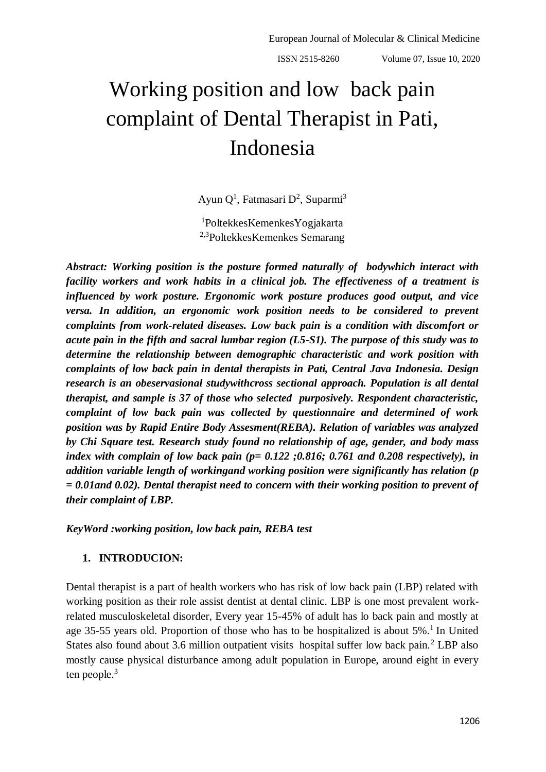# Working position and low back pain complaint of Dental Therapist in Pati, Indonesia

Ayun Q[1], Fatmasari D[2], Suparmi[3]

[1]PoltekkesKemenkesYogjakarta
[2,3]PoltekkesKemenkes Semarang

***Abstract: Working position is the posture formed naturally of bodywhich interact with facility workers and work habits in a clinical job. The effectiveness of a treatment is influenced by work posture. Ergonomic work posture produces good output, and vice versa. In addition, an ergonomic work position needs to be considered to prevent complaints from work-related diseases. Low back pain is a condition with discomfort or acute pain in the fifth and sacral lumbar region (L5-S1). The purpose of this study was to determine the relationship between demographic characteristic and work position with complaints of low back pain in dental therapists in Pati, Central Java Indonesia. Design research is an obeservasional studywithcross sectional approach. Population is all dental therapist, and sample is 37 of those who selected purposively. Respondent characteristic, complaint of low back pain was collected by questionnaire and determined of work position was by Rapid Entire Body Assesment(REBA). Relation of variables was analyzed by Chi Square test. Research study found no relationship of age, gender, and body mass index with complain of low back pain (p= 0.122 ;0.816; 0.761 and 0.208 respectively), in addition variable length of workingand working position were significantly has relation (p = 0.01and 0.02). Dental therapist need to concern with their working position to prevent of their complaint of LBP.***

***KeyWord :working position, low back pain, REBA test***

## 1. INTRODUCION:

Dental therapist is a part of health workers who has risk of low back pain (LBP) related with working position as their role assist dentist at dental clinic. LBP is one most prevalent work-related musculoskeletal disorder, Every year 15-45% of adult has lo back pain and mostly at age 35-55 years old. Proportion of those who has to be hospitalized is about 5%.[1] In United States also found about 3.6 million outpatient visits hospital suffer low back pain.[2] LBP also mostly cause physical disturbance among adult population in Europe, around eight in every ten people.[3]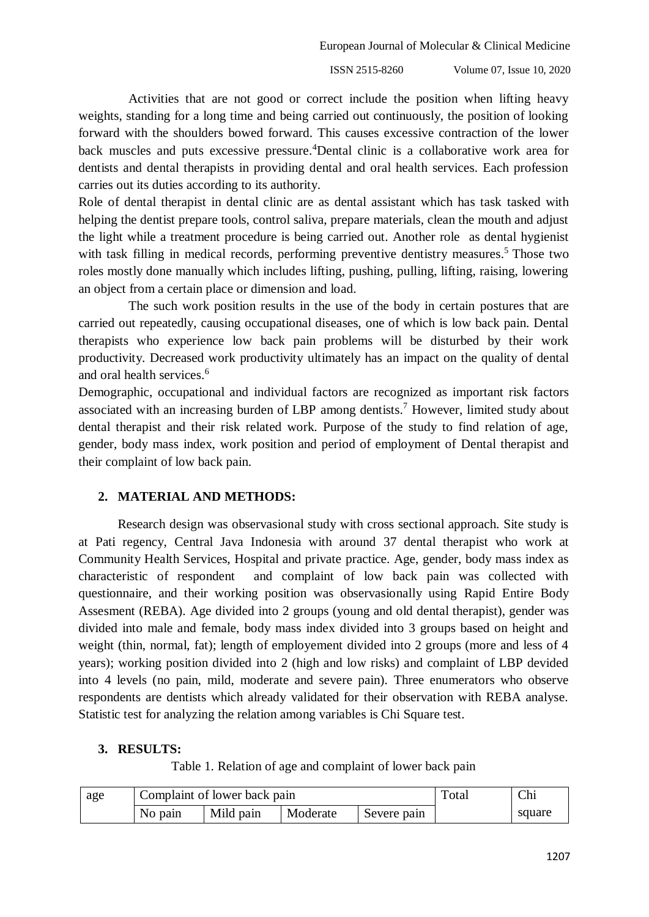Activities that are not good or correct include the position when lifting heavy weights, standing for a long time and being carried out continuously, the position of looking forward with the shoulders bowed forward. This causes excessive contraction of the lower back muscles and puts excessive pressure.[4]Dental clinic is a collaborative work area for dentists and dental therapists in providing dental and oral health services. Each profession carries out its duties according to its authority.

Role of dental therapist in dental clinic are as dental assistant which has task tasked with helping the dentist prepare tools, control saliva, prepare materials, clean the mouth and adjust the light while a treatment procedure is being carried out. Another role as dental hygienist with task filling in medical records, performing preventive dentistry measures.[5] Those two roles mostly done manually which includes lifting, pushing, pulling, lifting, raising, lowering an object from a certain place or dimension and load.

The such work position results in the use of the body in certain postures that are carried out repeatedly, causing occupational diseases, one of which is low back pain. Dental therapists who experience low back pain problems will be disturbed by their work productivity. Decreased work productivity ultimately has an impact on the quality of dental and oral health services.[6]

Demographic, occupational and individual factors are recognized as important risk factors associated with an increasing burden of LBP among dentists.[7] However, limited study about dental therapist and their risk related work. Purpose of the study to find relation of age, gender, body mass index, work position and period of employment of Dental therapist and their complaint of low back pain.

## 2. MATERIAL AND METHODS:

Research design was observasional study with cross sectional approach. Site study is at Pati regency, Central Java Indonesia with around 37 dental therapist who work at Community Health Services, Hospital and private practice. Age, gender, body mass index as characteristic of respondent and complaint of low back pain was collected with questionnaire, and their working position was observasionally using Rapid Entire Body Assesment (REBA). Age divided into 2 groups (young and old dental therapist), gender was divided into male and female, body mass index divided into 3 groups based on height and weight (thin, normal, fat); length of employement divided into 2 groups (more and less of 4 years); working position divided into 2 (high and low risks) and complaint of LBP devided into 4 levels (no pain, mild, moderate and severe pain). Three enumerators who observe respondents are dentists which already validated for their observation with REBA analyse. Statistic test for analyzing the relation among variables is Chi Square test.

## 3. RESULTS:

Table 1. Relation of age and complaint of lower back pain

| age | Complaint of lower back pain | | | | Total | Chi square |
|---|---|---|---|---|---|---|
| | No pain | Mild pain | Moderate | Severe pain | | |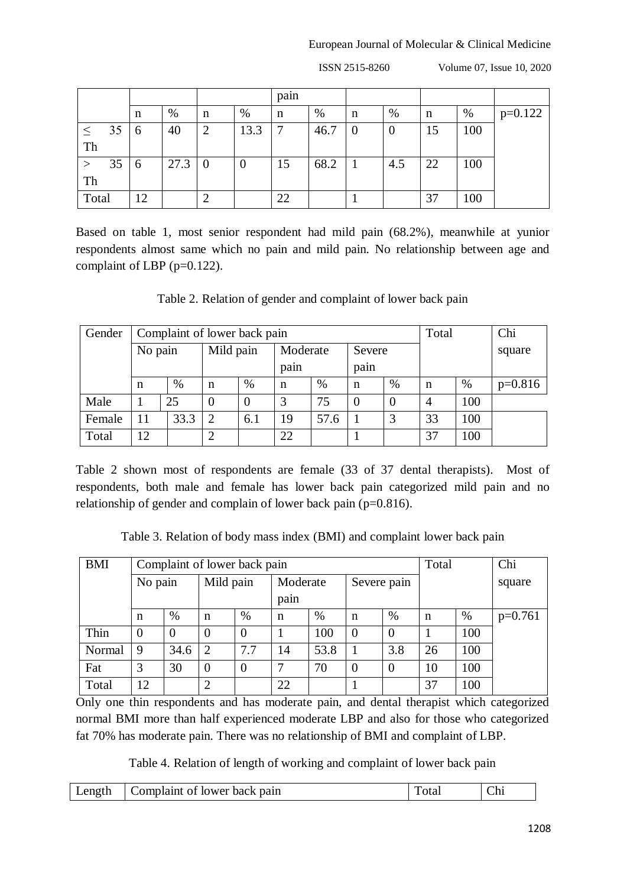| | | | | | pain | | | | | | |
|---|---|---|---|---|---|---|---|---|---|---|---|
| | n | % | n | % | n | % | n | % | n | % | p=0.122 |
| ≤ 35 Th | 6 | 40 | 2 | 13.3 | 7 | 46.7 | 0 | 0 | 15 | 100 | |
| > 35 Th | 6 | 27.3 | 0 | 0 | 15 | 68.2 | 1 | 4.5 | 22 | 100 | |
| Total | 12 | | 2 | | 22 | | 1 | | 37 | 100 | |

Based on table 1, most senior respondent had mild pain (68.2%), meanwhile at yunior respondents almost same which no pain and mild pain. No relationship between age and complaint of LBP (p=0.122).

Table 2. Relation of gender and complaint of lower back pain

| Gender | Complaint of lower back pain | | | | | | | | Total | | Chi square |
|---|---|---|---|---|---|---|---|---|---|---|---|
| | No pain | | Mild pain | | Moderate pain | | Severe pain | | | | |
| | n | % | n | % | n | % | n | % | n | % | p=0.816 |
| Male | 1 | 25 | 0 | 0 | 3 | 75 | 0 | 0 | 4 | 100 | |
| Female | 11 | 33.3 | 2 | 6.1 | 19 | 57.6 | 1 | 3 | 33 | 100 | |
| Total | 12 | | 2 | | 22 | | 1 | | 37 | 100 | |

Table 2 shown most of respondents are female (33 of 37 dental therapists). Most of respondents, both male and female has lower back pain categorized mild pain and no relationship of gender and complain of lower back pain (p=0.816).

Table 3. Relation of body mass index (BMI) and complaint lower back pain

| BMI | Complaint of lower back pain | | | | | | | | Total | | Chi square |
|---|---|---|---|---|---|---|---|---|---|---|---|
| | No pain | | Mild pain | | Moderate pain | | Severe pain | | | | |
| | n | % | n | % | n | % | n | % | n | % | p=0.761 |
| Thin | 0 | 0 | 0 | 0 | 1 | 100 | 0 | 0 | 1 | 100 | |
| Normal | 9 | 34.6 | 2 | 7.7 | 14 | 53.8 | 1 | 3.8 | 26 | 100 | |
| Fat | 3 | 30 | 0 | 0 | 7 | 70 | 0 | 0 | 10 | 100 | |
| Total | 12 | | 2 | | 22 | | 1 | | 37 | 100 | |

Only one thin respondents and has moderate pain, and dental therapist which categorized normal BMI more than half experienced moderate LBP and also for those who categorized fat 70% has moderate pain. There was no relationship of BMI and complaint of LBP.

Table 4. Relation of length of working and complaint of lower back pain

| Length | Complaint of lower back pain | Total | Chi |
|---|---|---|---|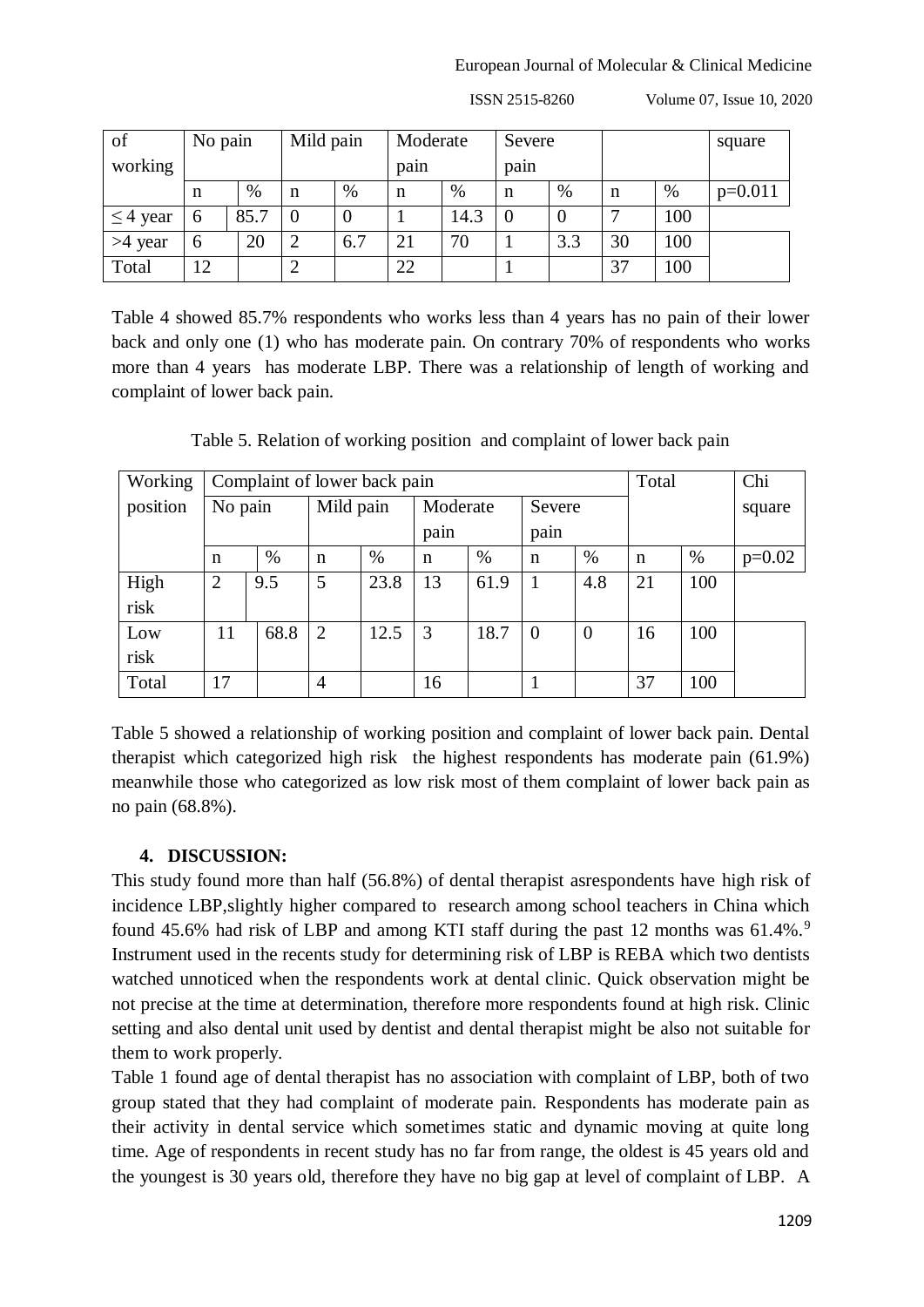| of working | No pain | | Mild pain | | Moderate pain | | Severe pain | | | | square |
|---|---|---|---|---|---|---|---|---|---|---|---|
| | n | % | n | % | n | % | n | % | n | % | p=0.011 |
| ≤ 4 year | 6 | 85.7 | 0 | 0 | 1 | 14.3 | 0 | 0 | 7 | 100 | |
| >4 year | 6 | 20 | 2 | 6.7 | 21 | 70 | 1 | 3.3 | 30 | 100 | |
| Total | 12 | | 2 | | 22 | | 1 | | 37 | 100 | |

Table 4 showed 85.7% respondents who works less than 4 years has no pain of their lower back and only one (1) who has moderate pain. On contrary 70% of respondents who works more than 4 years has moderate LBP. There was a relationship of length of working and complaint of lower back pain.

Table 5. Relation of working position and complaint of lower back pain

| Working position | Complaint of lower back pain | | | | | | | | Total | | Chi square |
|---|---|---|---|---|---|---|---|---|---|---|---|
| | No pain | | Mild pain | | Moderate pain | | Severe pain | | | | |
| | n | % | n | % | n | % | n | % | n | % | p=0.02 |
| High risk | 2 | 9.5 | 5 | 23.8 | 13 | 61.9 | 1 | 4.8 | 21 | 100 | |
| Low risk | 11 | 68.8 | 2 | 12.5 | 3 | 18.7 | 0 | 0 | 16 | 100 | |
| Total | 17 | | 4 | | 16 | | 1 | | 37 | 100 | |

Table 5 showed a relationship of working position and complaint of lower back pain. Dental therapist which categorized high risk the highest respondents has moderate pain (61.9%) meanwhile those who categorized as low risk most of them complaint of lower back pain as no pain (68.8%).

## 4. DISCUSSION:

This study found more than half (56.8%) of dental therapist asrespondents have high risk of incidence LBP,slightly higher compared to research among school teachers in China which found 45.6% had risk of LBP and among KTI staff during the past 12 months was 61.4%.[9] Instrument used in the recents study for determining risk of LBP is REBA which two dentists watched unnoticed when the respondents work at dental clinic. Quick observation might be not precise at the time at determination, therefore more respondents found at high risk. Clinic setting and also dental unit used by dentist and dental therapist might be also not suitable for them to work properly.

Table 1 found age of dental therapist has no association with complaint of LBP, both of two group stated that they had complaint of moderate pain. Respondents has moderate pain as their activity in dental service which sometimes static and dynamic moving at quite long time. Age of respondents in recent study has no far from range, the oldest is 45 years old and the youngest is 30 years old, therefore they have no big gap at level of complaint of LBP. A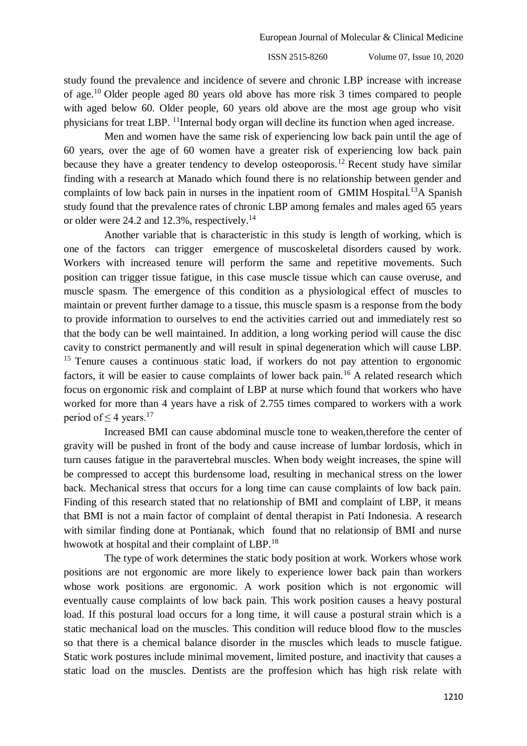study found the prevalence and incidence of severe and chronic LBP increase with increase of age.[10] Older people aged 80 years old above has more risk 3 times compared to people with aged below 60. Older people, 60 years old above are the most age group who visit physicians for treat LBP. [11]Internal body organ will decline its function when aged increase.

Men and women have the same risk of experiencing low back pain until the age of 60 years, over the age of 60 women have a greater risk of experiencing low back pain because they have a greater tendency to develop osteoporosis.[12] Recent study have similar finding with a research at Manado which found there is no relationship between gender and complaints of low back pain in nurses in the inpatient room of GMIM Hospital.[13]A Spanish study found that the prevalence rates of chronic LBP among females and males aged 65 years or older were 24.2 and 12.3%, respectively.[14]

Another variable that is characteristic in this study is length of working, which is one of the factors can trigger emergence of muscoskeletal disorders caused by work. Workers with increased tenure will perform the same and repetitive movements. Such position can trigger tissue fatigue, in this case muscle tissue which can cause overuse, and muscle spasm. The emergence of this condition as a physiological effect of muscles to maintain or prevent further damage to a tissue, this muscle spasm is a response from the body to provide information to ourselves to end the activities carried out and immediately rest so that the body can be well maintained. In addition, a long working period will cause the disc cavity to constrict permanently and will result in spinal degeneration which will cause LBP. [15] Tenure causes a continuous static load, if workers do not pay attention to ergonomic factors, it will be easier to cause complaints of lower back pain.[16] A related research which focus on ergonomic risk and complaint of LBP at nurse which found that workers who have worked for more than 4 years have a risk of 2.755 times compared to workers with a work period of $\leq$ 4 years.[17]

Increased BMI can cause abdominal muscle tone to weaken,therefore the center of gravity will be pushed in front of the body and cause increase of lumbar lordosis, which in turn causes fatigue in the paravertebral muscles. When body weight increases, the spine will be compressed to accept this burdensome load, resulting in mechanical stress on the lower back. Mechanical stress that occurs for a long time can cause complaints of low back pain. Finding of this research stated that no relationship of BMI and complaint of LBP, it means that BMI is not a main factor of complaint of dental therapist in Pati Indonesia. A research with similar finding done at Pontianak, which found that no relationsip of BMI and nurse hwowotk at hospital and their complaint of LBP.[18]

The type of work determines the static body position at work. Workers whose work positions are not ergonomic are more likely to experience lower back pain than workers whose work positions are ergonomic. A work position which is not ergonomic will eventually cause complaints of low back pain. This work position causes a heavy postural load. If this postural load occurs for a long time, it will cause a postural strain which is a static mechanical load on the muscles. This condition will reduce blood flow to the muscles so that there is a chemical balance disorder in the muscles which leads to muscle fatigue. Static work postures include minimal movement, limited posture, and inactivity that causes a static load on the muscles. Dentists are the proffesion which has high risk relate with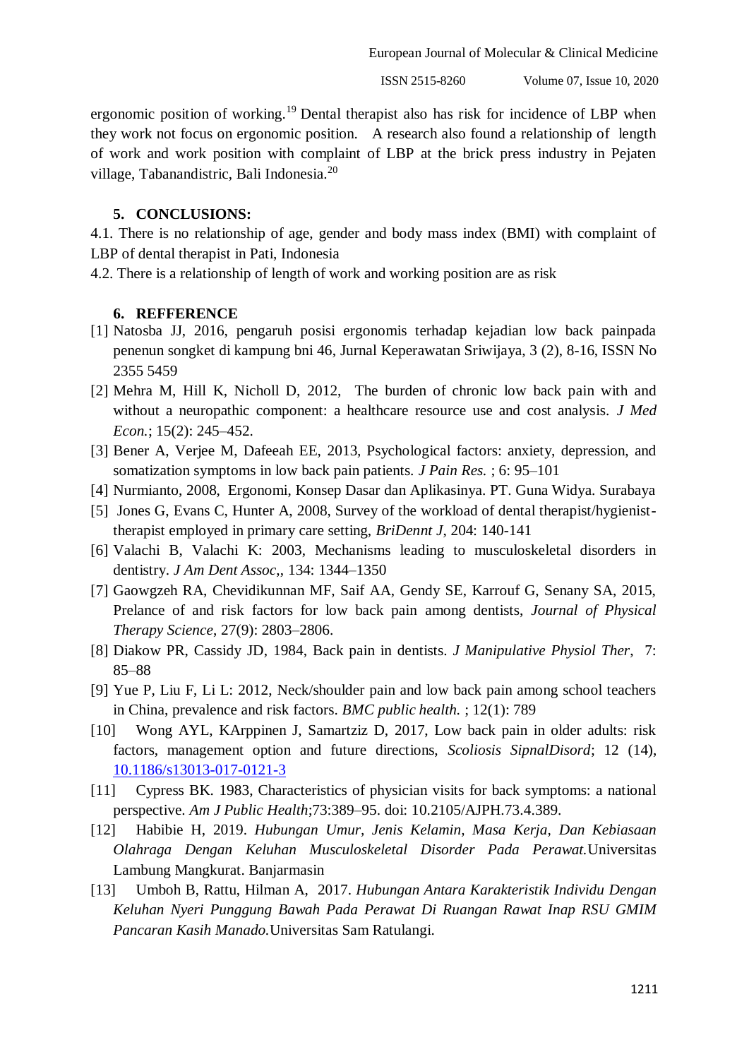ergonomic position of working.[19] Dental therapist also has risk for incidence of LBP when they work not focus on ergonomic position. A research also found a relationship of length of work and work position with complaint of LBP at the brick press industry in Pejaten village, Tabanandistric, Bali Indonesia.[20]

## 5. CONCLUSIONS:

4.1. There is no relationship of age, gender and body mass index (BMI) with complaint of LBP of dental therapist in Pati, Indonesia

4.2. There is a relationship of length of work and working position are as risk

## 6. REFFERENCE

[1] Natosba JJ, 2016, pengaruh posisi ergonomis terhadap kejadian low back painpada penenun songket di kampung bni 46, Jurnal Keperawatan Sriwijaya, 3 (2), 8-16, ISSN No 2355 5459

[2] Mehra M, Hill K, Nicholl D, 2012, The burden of chronic low back pain with and without a neuropathic component: a healthcare resource use and cost analysis. *J Med Econ.*; 15(2): 245–452.

[3] Bener A, Verjee M, Dafeeah EE, 2013, Psychological factors: anxiety, depression, and somatization symptoms in low back pain patients. *J Pain Res.* ; 6: 95–101

[4] Nurmianto, 2008, Ergonomi, Konsep Dasar dan Aplikasinya. PT. Guna Widya. Surabaya

[5] Jones G, Evans C, Hunter A, 2008, Survey of the workload of dental therapist/hygienist-therapist employed in primary care setting, *BriDennt J*, 204: 140-141

[6] Valachi B, Valachi K: 2003, Mechanisms leading to musculoskeletal disorders in dentistry. *J Am Dent Assoc*,, 134: 1344–1350

[7] Gaowgzeh RA, Chevidikunnan MF, Saif AA, Gendy SE, Karrouf G, Senany SA, 2015, Prelance of and risk factors for low back pain among dentists, *Journal of Physical Therapy Science*, 27(9): 2803–2806.

[8] Diakow PR, Cassidy JD, 1984, Back pain in dentists. *J Manipulative Physiol Ther*, 7: 85–88

[9] Yue P, Liu F, Li L: 2012, Neck/shoulder pain and low back pain among school teachers in China, prevalence and risk factors. *BMC public health.* ; 12(1): 789

[10] Wong AYL, KArppinen J, Samartziz D, 2017, Low back pain in older adults: risk factors, management option and future directions, *Scoliosis SipnalDisord*; 12 (14), 10.1186/s13013-017-0121-3

[11] Cypress BK. 1983, Characteristics of physician visits for back symptoms: a national perspective. *Am J Public Health*;73:389–95. doi: 10.2105/AJPH.73.4.389.

[12] Habibie H, 2019. *Hubungan Umur, Jenis Kelamin, Masa Kerja, Dan Kebiasaan Olahraga Dengan Keluhan Musculoskeletal Disorder Pada Perawat.*Universitas Lambung Mangkurat. Banjarmasin

[13] Umboh B, Rattu, Hilman A, 2017. *Hubungan Antara Karakteristik Individu Dengan Keluhan Nyeri Punggung Bawah Pada Perawat Di Ruangan Rawat Inap RSU GMIM Pancaran Kasih Manado.*Universitas Sam Ratulangi.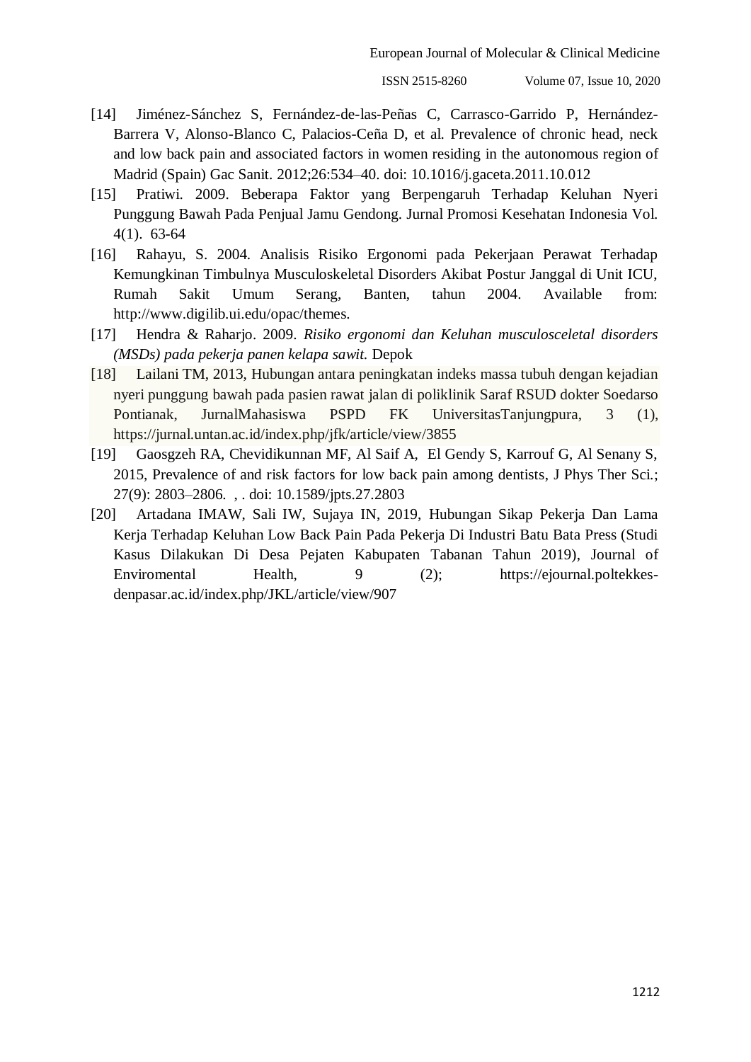[14] Jiménez-Sánchez S, Fernández-de-las-Peñas C, Carrasco-Garrido P, Hernández-Barrera V, Alonso-Blanco C, Palacios-Ceña D, et al. Prevalence of chronic head, neck and low back pain and associated factors in women residing in the autonomous region of Madrid (Spain) Gac Sanit. 2012;26:534–40. doi: 10.1016/j.gaceta.2011.10.012

[15] Pratiwi. 2009. Beberapa Faktor yang Berpengaruh Terhadap Keluhan Nyeri Punggung Bawah Pada Penjual Jamu Gendong. Jurnal Promosi Kesehatan Indonesia Vol. 4(1). 63-64

[16] Rahayu, S. 2004. Analisis Risiko Ergonomi pada Pekerjaan Perawat Terhadap Kemungkinan Timbulnya Musculoskeletal Disorders Akibat Postur Janggal di Unit ICU, Rumah Sakit Umum Serang, Banten, tahun 2004. Available from: http://www.digilib.ui.edu/opac/themes.

[17] Hendra & Raharjo. 2009. *Risiko ergonomi dan Keluhan musculosceletal disorders (MSDs) pada pekerja panen kelapa sawit.* Depok

[18] Lailani TM, 2013, Hubungan antara peningkatan indeks massa tubuh dengan kejadian nyeri punggung bawah pada pasien rawat jalan di poliklinik Saraf RSUD dokter Soedarso Pontianak, JurnalMahasiswa PSPD FK UniversitasTanjungpura, 3 (1), https://jurnal.untan.ac.id/index.php/jfk/article/view/3855

[19] Gaosgzeh RA, Chevidikunnan MF, Al Saif A, El Gendy S, Karrouf G, Al Senany S, 2015, Prevalence of and risk factors for low back pain among dentists, J Phys Ther Sci.; 27(9): 2803–2806. , . doi: 10.1589/jpts.27.2803

[20] Artadana IMAW, Sali IW, Sujaya IN, 2019, Hubungan Sikap Pekerja Dan Lama Kerja Terhadap Keluhan Low Back Pain Pada Pekerja Di Industri Batu Bata Press (Studi Kasus Dilakukan Di Desa Pejaten Kabupaten Tabanan Tahun 2019), Journal of Enviromental Health, 9 (2); https://ejournal.poltekkes-denpasar.ac.id/index.php/JKL/article/view/907